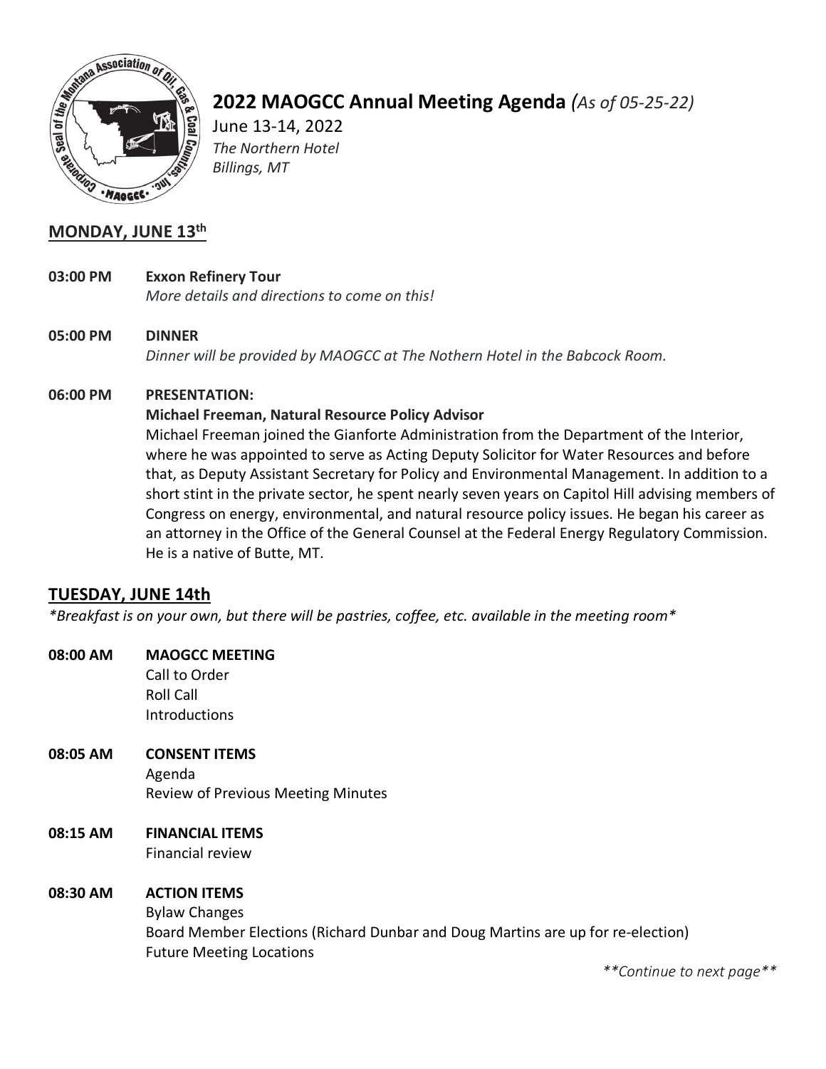# 2022 MAOGCC Annual Meeting Agenda *(As of 05-25-22)*

June 13-14, 2022
*The Northern Hotel*
*Billings, MT*

## MONDAY, JUNE 13th

**03:00 PM** **Exxon Refinery Tour**
*More details and directions to come on this!*

**05:00 PM** **DINNER**
*Dinner will be provided by MAOGCC at The Nothern Hotel in the Babcock Room.*

**06:00 PM** **PRESENTATION:**
**Michael Freeman, Natural Resource Policy Advisor**
Michael Freeman joined the Gianforte Administration from the Department of the Interior, where he was appointed to serve as Acting Deputy Solicitor for Water Resources and before that, as Deputy Assistant Secretary for Policy and Environmental Management. In addition to a short stint in the private sector, he spent nearly seven years on Capitol Hill advising members of Congress on energy, environmental, and natural resource policy issues. He began his career as an attorney in the Office of the General Counsel at the Federal Energy Regulatory Commission. He is a native of Butte, MT.

## TUESDAY, JUNE 14th

*\*Breakfast is on your own, but there will be pastries, coffee, etc. available in the meeting room\**

**08:00 AM** **MAOGCC MEETING**
Call to Order
Roll Call
Introductions

**08:05 AM** **CONSENT ITEMS**
Agenda
Review of Previous Meeting Minutes

**08:15 AM** **FINANCIAL ITEMS**
Financial review

**08:30 AM** **ACTION ITEMS**
Bylaw Changes
Board Member Elections (Richard Dunbar and Doug Martins are up for re-election)
Future Meeting Locations

*\*\*Continue to next page\*\**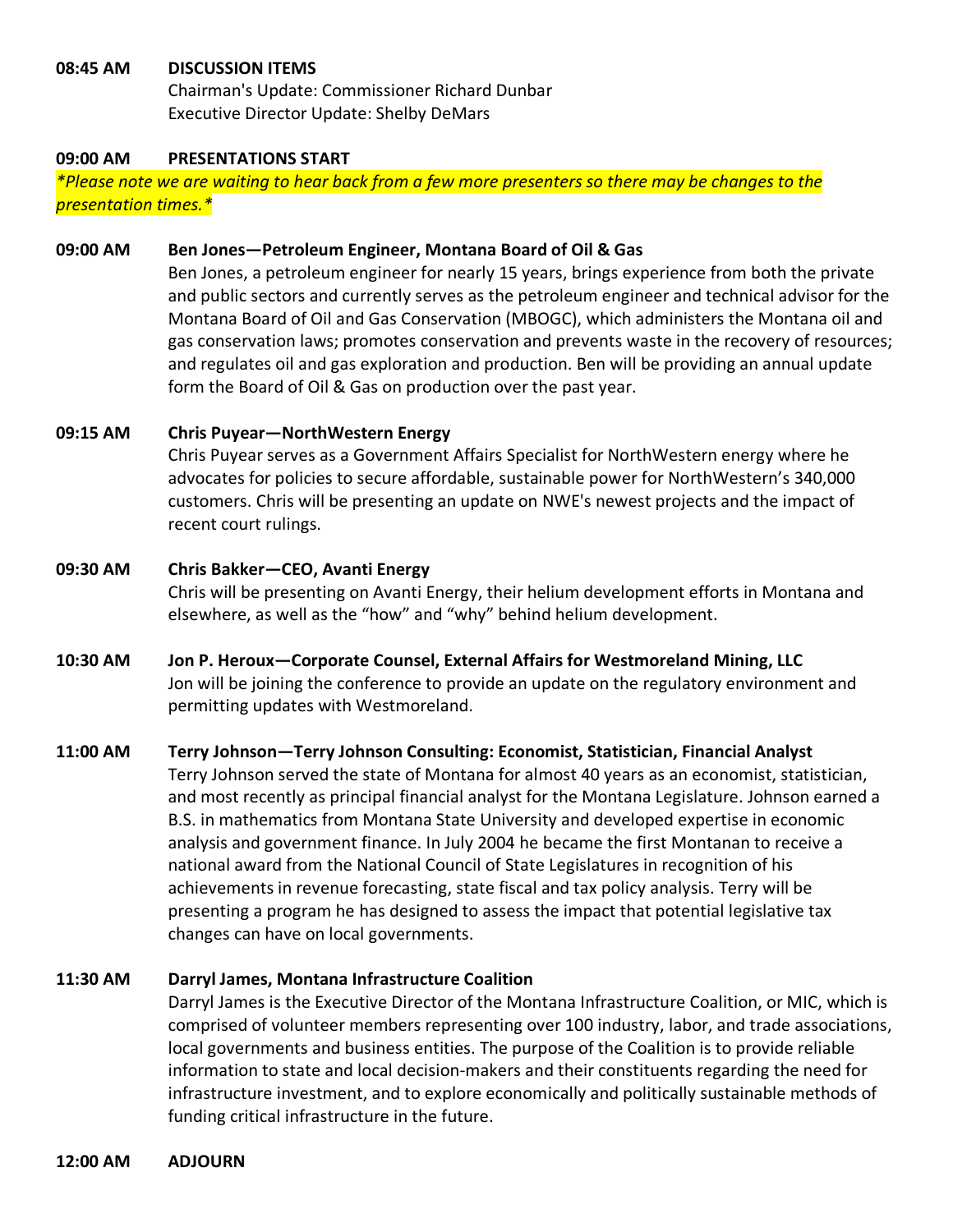**08:45 AM** **DISCUSSION ITEMS**

Chairman's Update: Commissioner Richard Dunbar

Executive Director Update: Shelby DeMars

**09:00 AM** **PRESENTATIONS START**

*\*Please note we are waiting to hear back from a few more presenters so there may be changes to the presentation times.\**

**09:00 AM** **Ben Jones—Petroleum Engineer, Montana Board of Oil & Gas**

Ben Jones, a petroleum engineer for nearly 15 years, brings experience from both the private and public sectors and currently serves as the petroleum engineer and technical advisor for the Montana Board of Oil and Gas Conservation (MBOGC), which administers the Montana oil and gas conservation laws; promotes conservation and prevents waste in the recovery of resources; and regulates oil and gas exploration and production. Ben will be providing an annual update form the Board of Oil & Gas on production over the past year.

**09:15 AM** **Chris Puyear—NorthWestern Energy**

Chris Puyear serves as a Government Affairs Specialist for NorthWestern energy where he advocates for policies to secure affordable, sustainable power for NorthWestern's 340,000 customers. Chris will be presenting an update on NWE's newest projects and the impact of recent court rulings.

**09:30 AM** **Chris Bakker—CEO, Avanti Energy**

Chris will be presenting on Avanti Energy, their helium development efforts in Montana and elsewhere, as well as the "how" and "why" behind helium development.

**10:30 AM** **Jon P. Heroux—Corporate Counsel, External Affairs for Westmoreland Mining, LLC**

Jon will be joining the conference to provide an update on the regulatory environment and permitting updates with Westmoreland.

**11:00 AM** **Terry Johnson—Terry Johnson Consulting: Economist, Statistician, Financial Analyst**

Terry Johnson served the state of Montana for almost 40 years as an economist, statistician, and most recently as principal financial analyst for the Montana Legislature. Johnson earned a B.S. in mathematics from Montana State University and developed expertise in economic analysis and government finance. In July 2004 he became the first Montanan to receive a national award from the National Council of State Legislatures in recognition of his achievements in revenue forecasting, state fiscal and tax policy analysis. Terry will be presenting a program he has designed to assess the impact that potential legislative tax changes can have on local governments.

**11:30 AM** **Darryl James, Montana Infrastructure Coalition**

Darryl James is the Executive Director of the Montana Infrastructure Coalition, or MIC, which is comprised of volunteer members representing over 100 industry, labor, and trade associations, local governments and business entities. The purpose of the Coalition is to provide reliable information to state and local decision-makers and their constituents regarding the need for infrastructure investment, and to explore economically and politically sustainable methods of funding critical infrastructure in the future.

**12:00 AM** **ADJOURN**